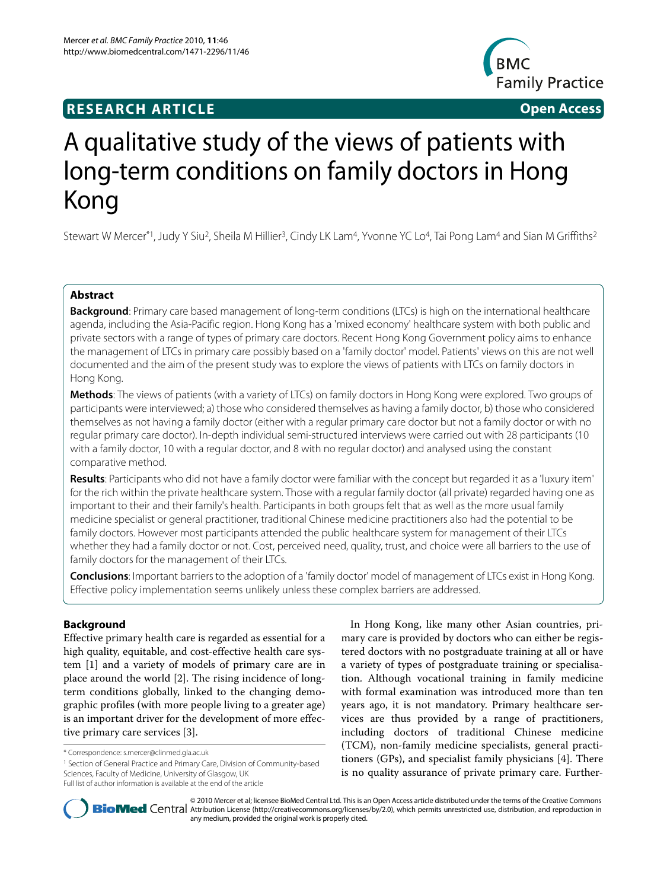RESEARCH ARTICLE

Open Access

# A qualitative study of the views of patients with long-term conditions on family doctors in Hong Kong

Stewart W Mercer*[1], Judy Y Siu[2], Sheila M Hillier[3], Cindy LK Lam[4], Yvonne YC Lo[4], Tai Pong Lam[4] and Sian M Griffiths[2]

## Abstract

**Background**: Primary care based management of long-term conditions (LTCs) is high on the international healthcare agenda, including the Asia-Pacific region. Hong Kong has a 'mixed economy' healthcare system with both public and private sectors with a range of types of primary care doctors. Recent Hong Kong Government policy aims to enhance the management of LTCs in primary care possibly based on a 'family doctor' model. Patients' views on this are not well documented and the aim of the present study was to explore the views of patients with LTCs on family doctors in Hong Kong.

**Methods**: The views of patients (with a variety of LTCs) on family doctors in Hong Kong were explored. Two groups of participants were interviewed; a) those who considered themselves as having a family doctor, b) those who considered themselves as not having a family doctor (either with a regular primary care doctor but not a family doctor or with no regular primary care doctor). In-depth individual semi-structured interviews were carried out with 28 participants (10 with a family doctor, 10 with a regular doctor, and 8 with no regular doctor) and analysed using the constant comparative method.

**Results**: Participants who did not have a family doctor were familiar with the concept but regarded it as a 'luxury item' for the rich within the private healthcare system. Those with a regular family doctor (all private) regarded having one as important to their and their family's health. Participants in both groups felt that as well as the more usual family medicine specialist or general practitioner, traditional Chinese medicine practitioners also had the potential to be family doctors. However most participants attended the public healthcare system for management of their LTCs whether they had a family doctor or not. Cost, perceived need, quality, trust, and choice were all barriers to the use of family doctors for the management of their LTCs.

**Conclusions**: Important barriers to the adoption of a 'family doctor' model of management of LTCs exist in Hong Kong. Effective policy implementation seems unlikely unless these complex barriers are addressed.

## Background

Effective primary health care is regarded as essential for a high quality, equitable, and cost-effective health care system [1] and a variety of models of primary care are in place around the world [2]. The rising incidence of long-term conditions globally, linked to the changing demographic profiles (with more people living to a greater age) is an important driver for the development of more effective primary care services [3].

In Hong Kong, like many other Asian countries, primary care is provided by doctors who can either be registered doctors with no postgraduate training at all or have a variety of types of postgraduate training or specialisation. Although vocational training in family medicine with formal examination was introduced more than ten years ago, it is not mandatory. Primary healthcare services are thus provided by a range of practitioners, including doctors of traditional Chinese medicine (TCM), non-family medicine specialists, general practitioners (GPs), and specialist family physicians [4]. There is no quality assurance of private primary care. Further-

* Correspondence: s.mercer@clinmed.gla.ac.uk
[1] Section of General Practice and Primary Care, Division of Community-based Sciences, Faculty of Medicine, University of Glasgow, UK
Full list of author information is available at the end of the article

© 2010 Mercer et al; licensee BioMed Central Ltd. This is an Open Access article distributed under the terms of the Creative Commons Attribution License (http://creativecommons.org/licenses/by/2.0), which permits unrestricted use, distribution, and reproduction in any medium, provided the original work is properly cited.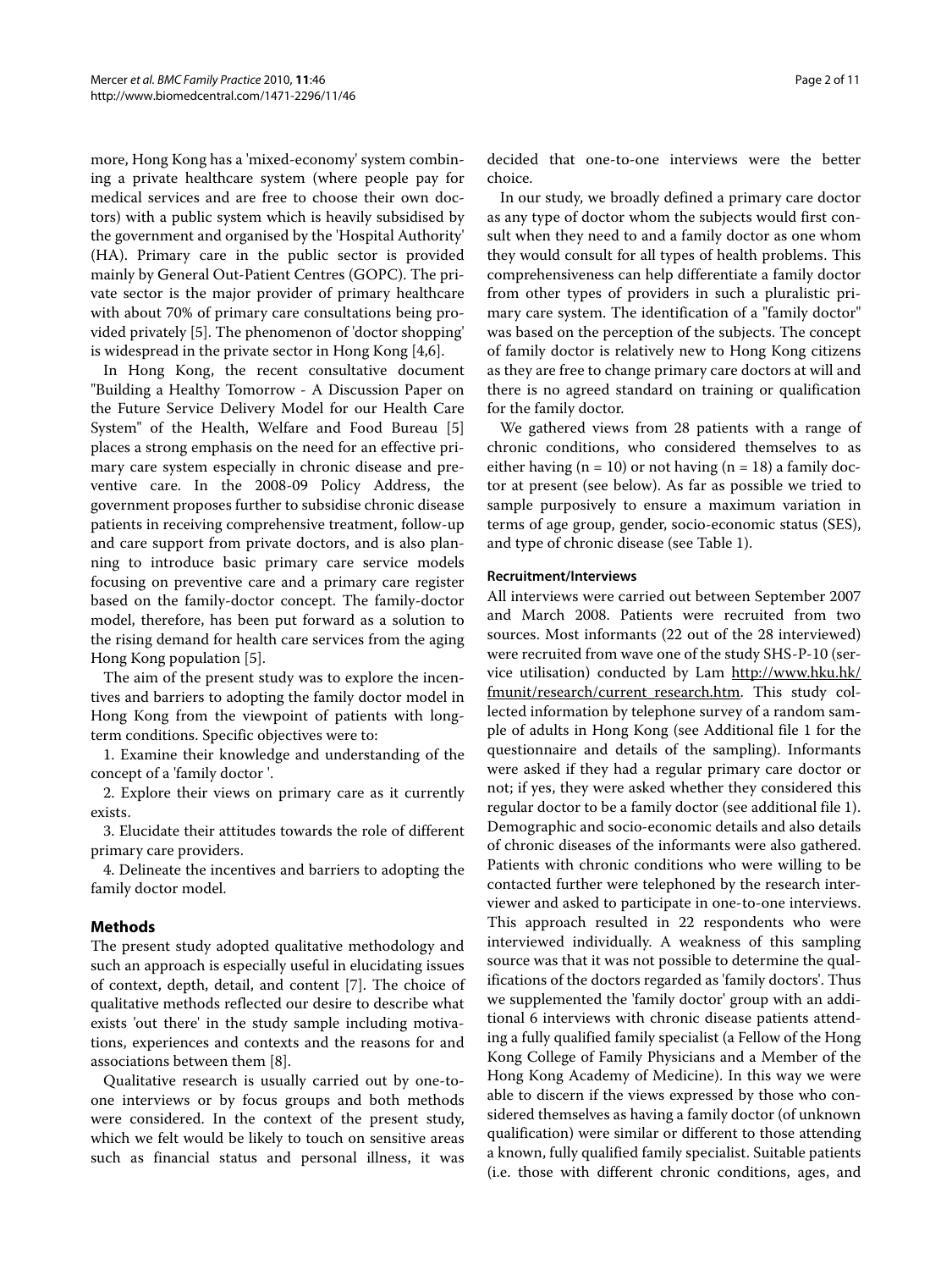more, Hong Kong has a 'mixed-economy' system combining a private healthcare system (where people pay for medical services and are free to choose their own doctors) with a public system which is heavily subsidised by the government and organised by the 'Hospital Authority' (HA). Primary care in the public sector is provided mainly by General Out-Patient Centres (GOPC). The private sector is the major provider of primary healthcare with about 70% of primary care consultations being provided privately [5]. The phenomenon of 'doctor shopping' is widespread in the private sector in Hong Kong [4,6].

In Hong Kong, the recent consultative document "Building a Healthy Tomorrow - A Discussion Paper on the Future Service Delivery Model for our Health Care System" of the Health, Welfare and Food Bureau [5] places a strong emphasis on the need for an effective primary care system especially in chronic disease and preventive care. In the 2008-09 Policy Address, the government proposes further to subsidise chronic disease patients in receiving comprehensive treatment, follow-up and care support from private doctors, and is also planning to introduce basic primary care service models focusing on preventive care and a primary care register based on the family-doctor concept. The family-doctor model, therefore, has been put forward as a solution to the rising demand for health care services from the aging Hong Kong population [5].

The aim of the present study was to explore the incentives and barriers to adopting the family doctor model in Hong Kong from the viewpoint of patients with long-term conditions. Specific objectives were to:

1. Examine their knowledge and understanding of the concept of a 'family doctor '.
2. Explore their views on primary care as it currently exists.
3. Elucidate their attitudes towards the role of different primary care providers.
4. Delineate the incentives and barriers to adopting the family doctor model.

## Methods

The present study adopted qualitative methodology and such an approach is especially useful in elucidating issues of context, depth, detail, and content [7]. The choice of qualitative methods reflected our desire to describe what exists 'out there' in the study sample including motivations, experiences and contexts and the reasons for and associations between them [8].

Qualitative research is usually carried out by one-to-one interviews or by focus groups and both methods were considered. In the context of the present study, which we felt would be likely to touch on sensitive areas such as financial status and personal illness, it was decided that one-to-one interviews were the better choice.

In our study, we broadly defined a primary care doctor as any type of doctor whom the subjects would first consult when they need to and a family doctor as one whom they would consult for all types of health problems. This comprehensiveness can help differentiate a family doctor from other types of providers in such a pluralistic primary care system. The identification of a "family doctor" was based on the perception of the subjects. The concept of family doctor is relatively new to Hong Kong citizens as they are free to change primary care doctors at will and there is no agreed standard on training or qualification for the family doctor.

We gathered views from 28 patients with a range of chronic conditions, who considered themselves to as either having (n = 10) or not having (n = 18) a family doctor at present (see below). As far as possible we tried to sample purposively to ensure a maximum variation in terms of age group, gender, socio-economic status (SES), and type of chronic disease (see Table 1).

### Recruitment/Interviews

All interviews were carried out between September 2007 and March 2008. Patients were recruited from two sources. Most informants (22 out of the 28 interviewed) were recruited from wave one of the study SHS-P-10 (service utilisation) conducted by Lam http://www.hku.hk/fmunit/research/current_research.htm. This study collected information by telephone survey of a random sample of adults in Hong Kong (see Additional file 1 for the questionnaire and details of the sampling). Informants were asked if they had a regular primary care doctor or not; if yes, they were asked whether they considered this regular doctor to be a family doctor (see additional file 1). Demographic and socio-economic details and also details of chronic diseases of the informants were also gathered. Patients with chronic conditions who were willing to be contacted further were telephoned by the research interviewer and asked to participate in one-to-one interviews. This approach resulted in 22 respondents who were interviewed individually. A weakness of this sampling source was that it was not possible to determine the qualifications of the doctors regarded as 'family doctors'. Thus we supplemented the 'family doctor' group with an additional 6 interviews with chronic disease patients attending a fully qualified family specialist (a Fellow of the Hong Kong College of Family Physicians and a Member of the Hong Kong Academy of Medicine). In this way we were able to discern if the views expressed by those who considered themselves as having a family doctor (of unknown qualification) were similar or different to those attending a known, fully qualified family specialist. Suitable patients (i.e. those with different chronic conditions, ages, and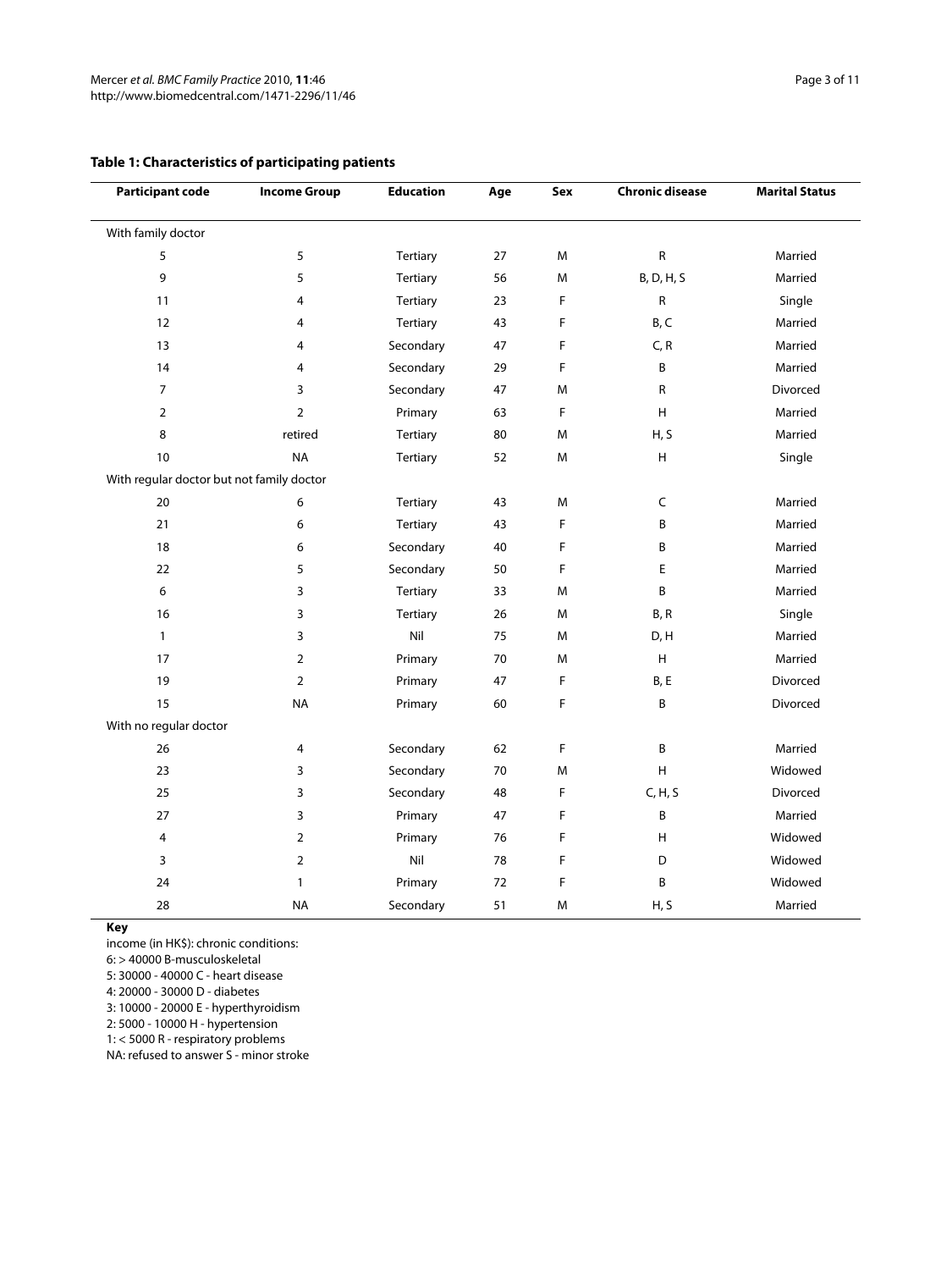**Table 1: Characteristics of participating patients**

| Participant code | Income Group | Education | Age | Sex | Chronic disease | Marital Status |
|---|---|---|---|---|---|---|
| With family doctor | | | | | | |
| 5 | 5 | Tertiary | 27 | M | R | Married |
| 9 | 5 | Tertiary | 56 | M | B, D, H, S | Married |
| 11 | 4 | Tertiary | 23 | F | R | Single |
| 12 | 4 | Tertiary | 43 | F | B, C | Married |
| 13 | 4 | Secondary | 47 | F | C, R | Married |
| 14 | 4 | Secondary | 29 | F | B | Married |
| 7 | 3 | Secondary | 47 | M | R | Divorced |
| 2 | 2 | Primary | 63 | F | H | Married |
| 8 | retired | Tertiary | 80 | M | H, S | Married |
| 10 | NA | Tertiary | 52 | M | H | Single |
| With regular doctor but not family doctor | | | | | | |
| 20 | 6 | Tertiary | 43 | M | C | Married |
| 21 | 6 | Tertiary | 43 | F | B | Married |
| 18 | 6 | Secondary | 40 | F | B | Married |
| 22 | 5 | Secondary | 50 | F | E | Married |
| 6 | 3 | Tertiary | 33 | M | B | Married |
| 16 | 3 | Tertiary | 26 | M | B, R | Single |
| 1 | 3 | Nil | 75 | M | D, H | Married |
| 17 | 2 | Primary | 70 | M | H | Married |
| 19 | 2 | Primary | 47 | F | B, E | Divorced |
| 15 | NA | Primary | 60 | F | B | Divorced |
| With no regular doctor | | | | | | |
| 26 | 4 | Secondary | 62 | F | B | Married |
| 23 | 3 | Secondary | 70 | M | H | Widowed |
| 25 | 3 | Secondary | 48 | F | C, H, S | Divorced |
| 27 | 3 | Primary | 47 | F | B | Married |
| 4 | 2 | Primary | 76 | F | H | Widowed |
| 3 | 2 | Nil | 78 | F | D | Widowed |
| 24 | 1 | Primary | 72 | F | B | Widowed |
| 28 | NA | Secondary | 51 | M | H, S | Married |

**Key**

income (in HK$): chronic conditions:
6: > 40000 B-musculoskeletal
5: 30000 - 40000 C - heart disease
4: 20000 - 30000 D - diabetes
3: 10000 - 20000 E - hyperthyroidism
2: 5000 - 10000 H - hypertension
1: < 5000 R - respiratory problems
NA: refused to answer S - minor stroke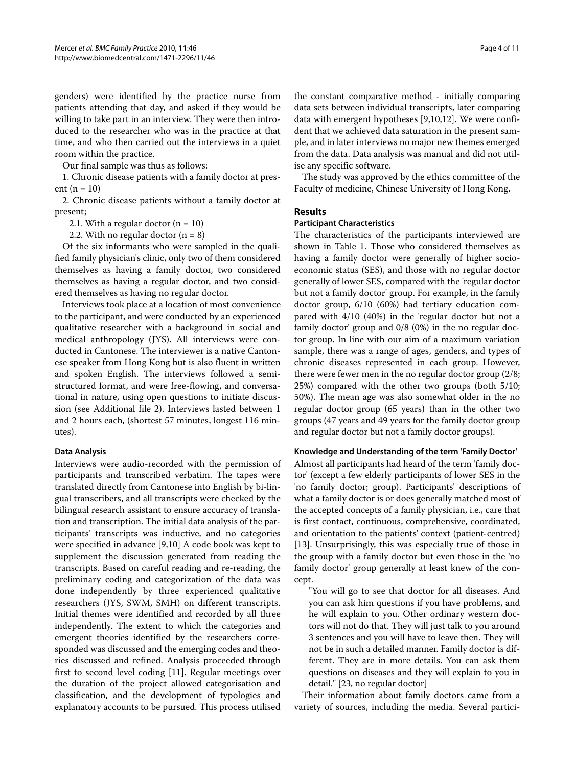genders) were identified by the practice nurse from patients attending that day, and asked if they would be willing to take part in an interview. They were then introduced to the researcher who was in the practice at that time, and who then carried out the interviews in a quiet room within the practice.

Our final sample was thus as follows:

1. Chronic disease patients with a family doctor at present (n = 10)

2. Chronic disease patients without a family doctor at present;

2.1. With a regular doctor (n = 10)

2.2. With no regular doctor (n = 8)

Of the six informants who were sampled in the qualified family physician's clinic, only two of them considered themselves as having a family doctor, two considered themselves as having a regular doctor, and two considered themselves as having no regular doctor.

Interviews took place at a location of most convenience to the participant, and were conducted by an experienced qualitative researcher with a background in social and medical anthropology (JYS). All interviews were conducted in Cantonese. The interviewer is a native Cantonese speaker from Hong Kong but is also fluent in written and spoken English. The interviews followed a semi-structured format, and were free-flowing, and conversational in nature, using open questions to initiate discussion (see Additional file 2). Interviews lasted between 1 and 2 hours each, (shortest 57 minutes, longest 116 minutes).

### Data Analysis

Interviews were audio-recorded with the permission of participants and transcribed verbatim. The tapes were translated directly from Cantonese into English by bi-lingual transcribers, and all transcripts were checked by the bilingual research assistant to ensure accuracy of translation and transcription. The initial data analysis of the participants' transcripts was inductive, and no categories were specified in advance [9,10] A code book was kept to supplement the discussion generated from reading the transcripts. Based on careful reading and re-reading, the preliminary coding and categorization of the data was done independently by three experienced qualitative researchers (JYS, SWM, SMH) on different transcripts. Initial themes were identified and recorded by all three independently. The extent to which the categories and emergent theories identified by the researchers corresponded was discussed and the emerging codes and theories discussed and refined. Analysis proceeded through first to second level coding [11]. Regular meetings over the duration of the project allowed categorisation and classification, and the development of typologies and explanatory accounts to be pursued. This process utilised the constant comparative method - initially comparing data sets between individual transcripts, later comparing data with emergent hypotheses [9,10,12]. We were confident that we achieved data saturation in the present sample, and in later interviews no major new themes emerged from the data. Data analysis was manual and did not utilise any specific software.

The study was approved by the ethics committee of the Faculty of medicine, Chinese University of Hong Kong.

## Results

### Participant Characteristics

The characteristics of the participants interviewed are shown in Table 1. Those who considered themselves as having a family doctor were generally of higher socio-economic status (SES), and those with no regular doctor generally of lower SES, compared with the 'regular doctor but not a family doctor' group. For example, in the family doctor group, 6/10 (60%) had tertiary education compared with 4/10 (40%) in the 'regular doctor but not a family doctor' group and 0/8 (0%) in the no regular doctor group. In line with our aim of a maximum variation sample, there was a range of ages, genders, and types of chronic diseases represented in each group. However, there were fewer men in the no regular doctor group (2/8; 25%) compared with the other two groups (both 5/10; 50%). The mean age was also somewhat older in the no regular doctor group (65 years) than in the other two groups (47 years and 49 years for the family doctor group and regular doctor but not a family doctor groups).

### Knowledge and Understanding of the term 'Family Doctor'

Almost all participants had heard of the term 'family doctor' (except a few elderly participants of lower SES in the 'no family doctor; group). Participants' descriptions of what a family doctor is or does generally matched most of the accepted concepts of a family physician, i.e., care that is first contact, continuous, comprehensive, coordinated, and orientation to the patients' context (patient-centred) [13]. Unsurprisingly, this was especially true of those in the group with a family doctor but even those in the 'no family doctor' group generally at least knew of the concept.

> "You will go to see that doctor for all diseases. And you can ask him questions if you have problems, and he will explain to you. Other ordinary western doctors will not do that. They will just talk to you around 3 sentences and you will have to leave then. They will not be in such a detailed manner. Family doctor is different. They are in more details. You can ask them questions on diseases and they will explain to you in detail." [23, no regular doctor]

Their information about family doctors came from a variety of sources, including the media. Several partici-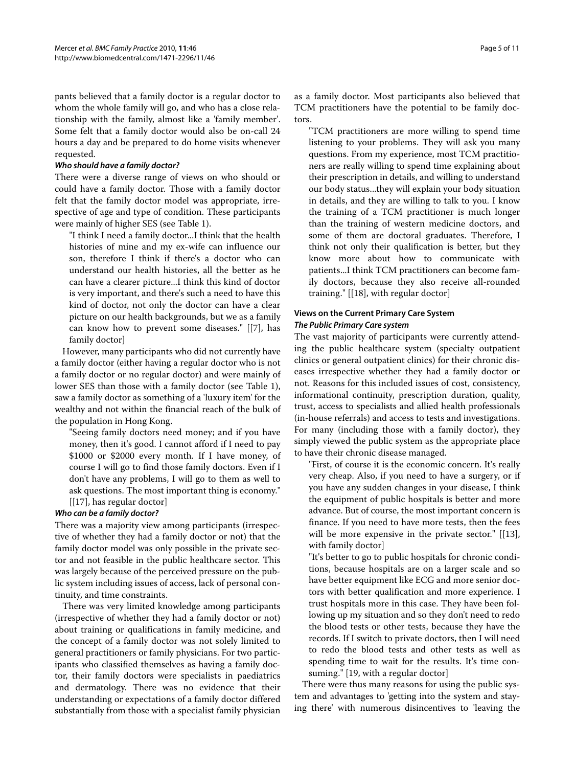pants believed that a family doctor is a regular doctor to whom the whole family will go, and who has a close relationship with the family, almost like a 'family member'. Some felt that a family doctor would also be on-call 24 hours a day and be prepared to do home visits whenever requested.

#### *Who should have a family doctor?*

There were a diverse range of views on who should or could have a family doctor. Those with a family doctor felt that the family doctor model was appropriate, irrespective of age and type of condition. These participants were mainly of higher SES (see Table 1).

> "I think I need a family doctor...I think that the health histories of mine and my ex-wife can influence our son, therefore I think if there's a doctor who can understand our health histories, all the better as he can have a clearer picture...I think this kind of doctor is very important, and there's such a need to have this kind of doctor, not only the doctor can have a clear picture on our health backgrounds, but we as a family can know how to prevent some diseases." [[7], has family doctor]

However, many participants who did not currently have a family doctor (either having a regular doctor who is not a family doctor or no regular doctor) and were mainly of lower SES than those with a family doctor (see Table 1), saw a family doctor as something of a 'luxury item' for the wealthy and not within the financial reach of the bulk of the population in Hong Kong.

> "Seeing family doctors need money; and if you have money, then it's good. I cannot afford if I need to pay $1000 or $2000 every month. If I have money, of course I will go to find those family doctors. Even if I don't have any problems, I will go to them as well to ask questions. The most important thing is economy." [[17], has regular doctor]

#### *Who can be a family doctor?*

There was a majority view among participants (irrespective of whether they had a family doctor or not) that the family doctor model was only possible in the private sector and not feasible in the public healthcare sector. This was largely because of the perceived pressure on the public system including issues of access, lack of personal continuity, and time constraints.

There was very limited knowledge among participants (irrespective of whether they had a family doctor or not) about training or qualifications in family medicine, and the concept of a family doctor was not solely limited to general practitioners or family physicians. For two participants who classified themselves as having a family doctor, their family doctors were specialists in paediatrics and dermatology. There was no evidence that their understanding or expectations of a family doctor differed substantially from those with a specialist family physician as a family doctor. Most participants also believed that TCM practitioners have the potential to be family doctors.

> "TCM practitioners are more willing to spend time listening to your problems. They will ask you many questions. From my experience, most TCM practitioners are really willing to spend time explaining about their prescription in details, and willing to understand our body status...they will explain your body situation in details, and they are willing to talk to you. I know the training of a TCM practitioner is much longer than the training of western medicine doctors, and some of them are doctoral graduates. Therefore, I think not only their qualification is better, but they know more about how to communicate with patients...I think TCM practitioners can become family doctors, because they also receive all-rounded training." [[18], with regular doctor]

### Views on the Current Primary Care System

#### *The Public Primary Care system*

The vast majority of participants were currently attending the public healthcare system (specialty outpatient clinics or general outpatient clinics) for their chronic diseases irrespective whether they had a family doctor or not. Reasons for this included issues of cost, consistency, informational continuity, prescription duration, quality, trust, access to specialists and allied health professionals (in-house referrals) and access to tests and investigations. For many (including those with a family doctor), they simply viewed the public system as the appropriate place to have their chronic disease managed.

> "First, of course it is the economic concern. It's really very cheap. Also, if you need to have a surgery, or if you have any sudden changes in your disease, I think the equipment of public hospitals is better and more advance. But of course, the most important concern is finance. If you need to have more tests, then the fees will be more expensive in the private sector." [[13], with family doctor]

> "It's better to go to public hospitals for chronic conditions, because hospitals are on a larger scale and so have better equipment like ECG and more senior doctors with better qualification and more experience. I trust hospitals more in this case. They have been following up my situation and so they don't need to redo the blood tests or other tests, because they have the records. If I switch to private doctors, then I will need to redo the blood tests and other tests as well as spending time to wait for the results. It's time consuming." [19, with a regular doctor]

There were thus many reasons for using the public system and advantages to 'getting into the system and staying there' with numerous disincentives to 'leaving the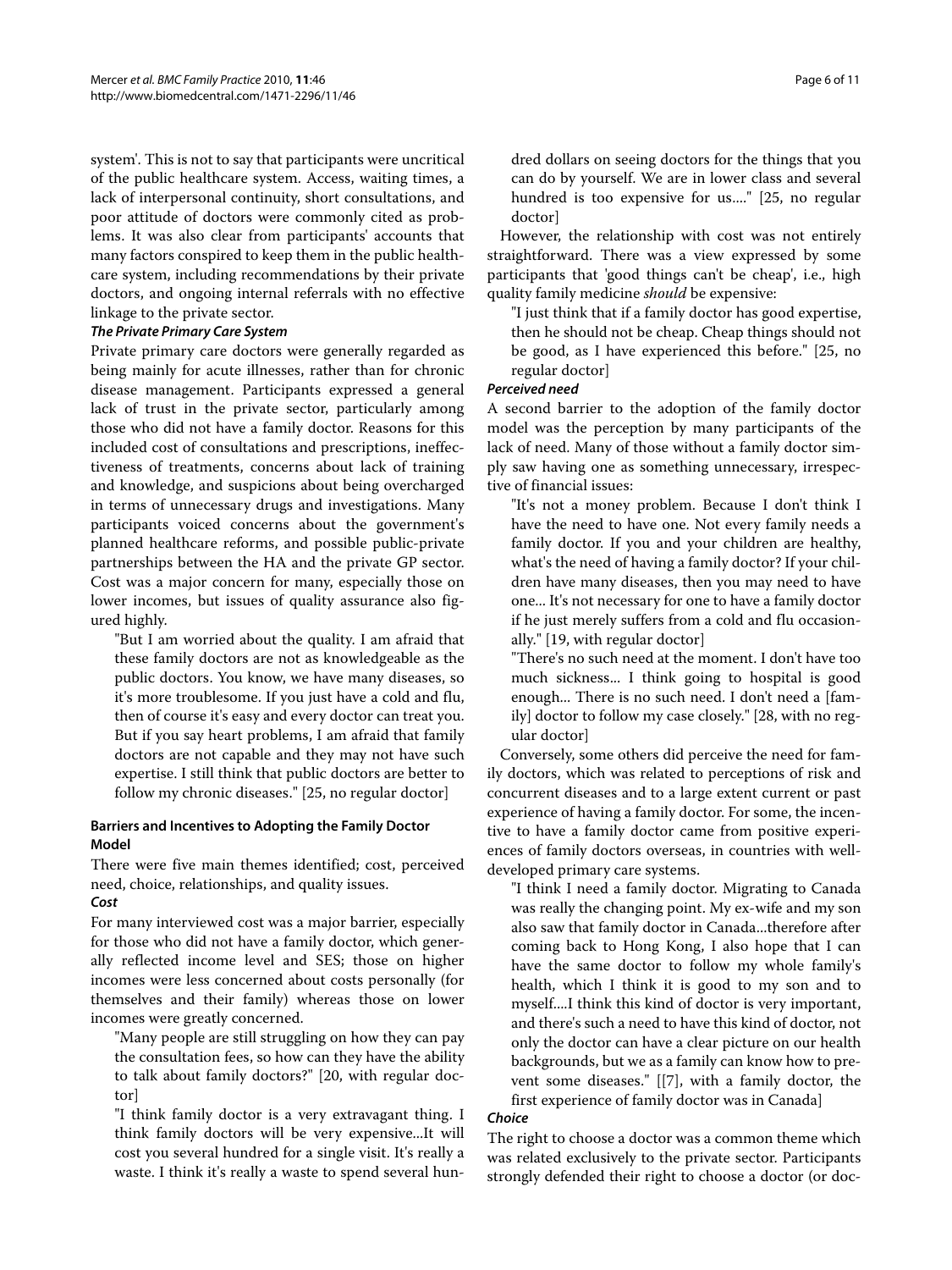system'. This is not to say that participants were uncritical of the public healthcare system. Access, waiting times, a lack of interpersonal continuity, short consultations, and poor attitude of doctors were commonly cited as problems. It was also clear from participants' accounts that many factors conspired to keep them in the public healthcare system, including recommendations by their private doctors, and ongoing internal referrals with no effective linkage to the private sector.

***The Private Primary Care System***

Private primary care doctors were generally regarded as being mainly for acute illnesses, rather than for chronic disease management. Participants expressed a general lack of trust in the private sector, particularly among those who did not have a family doctor. Reasons for this included cost of consultations and prescriptions, ineffectiveness of treatments, concerns about lack of training and knowledge, and suspicions about being overcharged in terms of unnecessary drugs and investigations. Many participants voiced concerns about the government's planned healthcare reforms, and possible public-private partnerships between the HA and the private GP sector. Cost was a major concern for many, especially those on lower incomes, but issues of quality assurance also figured highly.

> "But I am worried about the quality. I am afraid that these family doctors are not as knowledgeable as the public doctors. You know, we have many diseases, so it's more troublesome. If you just have a cold and flu, then of course it's easy and every doctor can treat you. But if you say heart problems, I am afraid that family doctors are not capable and they may not have such expertise. I still think that public doctors are better to follow my chronic diseases." [25, no regular doctor]

### Barriers and Incentives to Adopting the Family Doctor Model

There were five main themes identified; cost, perceived need, choice, relationships, and quality issues.

***Cost***

For many interviewed cost was a major barrier, especially for those who did not have a family doctor, which generally reflected income level and SES; those on higher incomes were less concerned about costs personally (for themselves and their family) whereas those on lower incomes were greatly concerned.

> "Many people are still struggling on how they can pay the consultation fees, so how can they have the ability to talk about family doctors?" [20, with regular doctor]

> "I think family doctor is a very extravagant thing. I think family doctors will be very expensive...It will cost you several hundred for a single visit. It's really a waste. I think it's really a waste to spend several hundred dollars on seeing doctors for the things that you can do by yourself. We are in lower class and several hundred is too expensive for us...." [25, no regular doctor]

However, the relationship with cost was not entirely straightforward. There was a view expressed by some participants that 'good things can't be cheap', i.e., high quality family medicine *should* be expensive:

> "I just think that if a family doctor has good expertise, then he should not be cheap. Cheap things should not be good, as I have experienced this before." [25, no regular doctor]

***Perceived need***

A second barrier to the adoption of the family doctor model was the perception by many participants of the lack of need. Many of those without a family doctor simply saw having one as something unnecessary, irrespective of financial issues:

> "It's not a money problem. Because I don't think I have the need to have one. Not every family needs a family doctor. If you and your children are healthy, what's the need of having a family doctor? If your children have many diseases, then you may need to have one... It's not necessary for one to have a family doctor if he just merely suffers from a cold and flu occasionally." [19, with regular doctor]

> "There's no such need at the moment. I don't have too much sickness... I think going to hospital is good enough... There is no such need. I don't need a [family] doctor to follow my case closely." [28, with no regular doctor]

Conversely, some others did perceive the need for family doctors, which was related to perceptions of risk and concurrent diseases and to a large extent current or past experience of having a family doctor. For some, the incentive to have a family doctor came from positive experiences of family doctors overseas, in countries with well-developed primary care systems.

> "I think I need a family doctor. Migrating to Canada was really the changing point. My ex-wife and my son also saw that family doctor in Canada...therefore after coming back to Hong Kong, I also hope that I can have the same doctor to follow my whole family's health, which I think it is good to my son and to myself....I think this kind of doctor is very important, and there's such a need to have this kind of doctor, not only the doctor can have a clear picture on our health backgrounds, but we as a family can know how to prevent some diseases." [[7], with a family doctor, the first experience of family doctor was in Canada]

***Choice***

The right to choose a doctor was a common theme which was related exclusively to the private sector. Participants strongly defended their right to choose a doctor (or doc-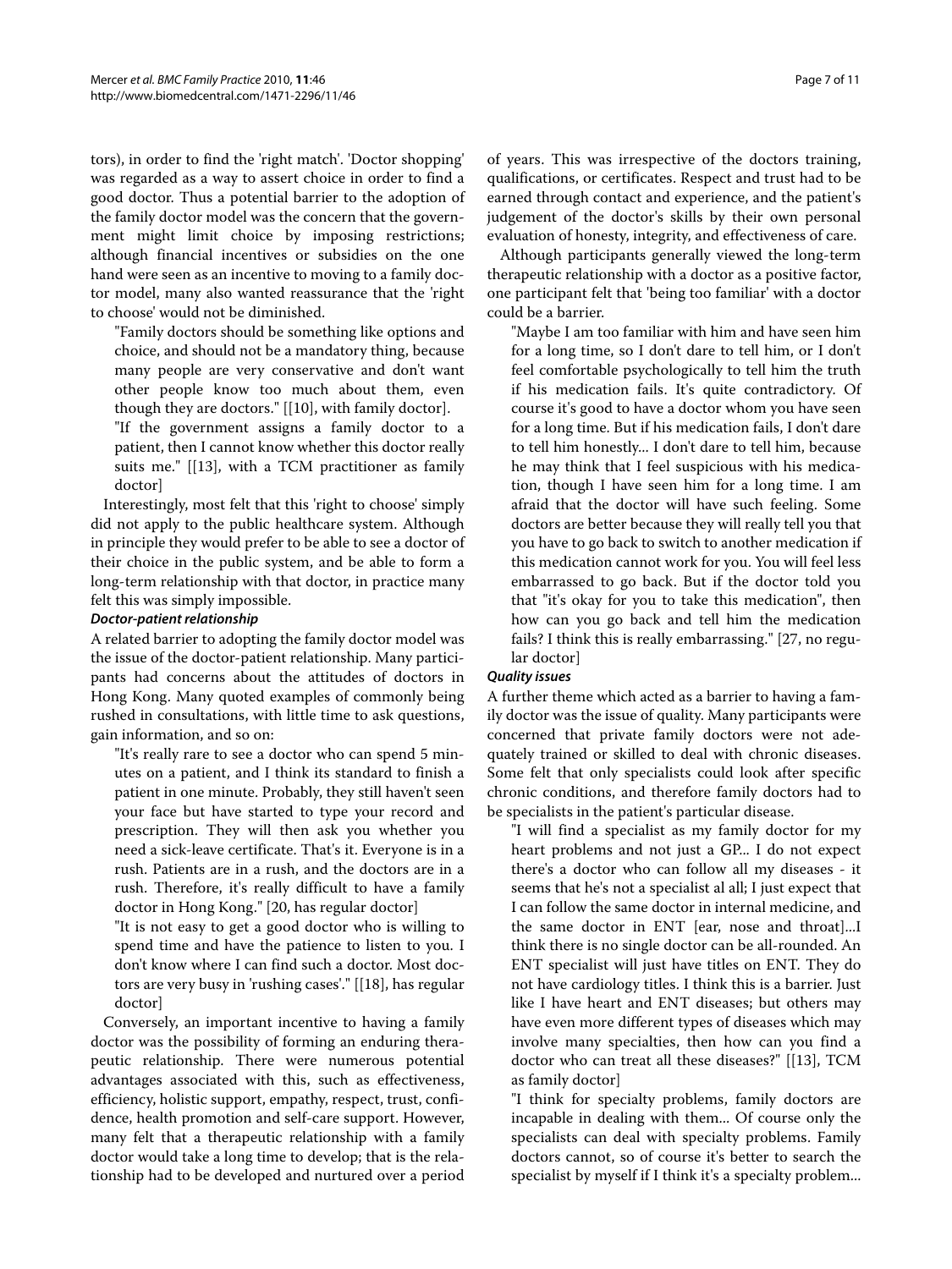tors), in order to find the 'right match'. 'Doctor shopping' was regarded as a way to assert choice in order to find a good doctor. Thus a potential barrier to the adoption of the family doctor model was the concern that the government might limit choice by imposing restrictions; although financial incentives or subsidies on the one hand were seen as an incentive to moving to a family doctor model, many also wanted reassurance that the 'right to choose' would not be diminished.

> "Family doctors should be something like options and choice, and should not be a mandatory thing, because many people are very conservative and don't want other people know too much about them, even though they are doctors." [[10], with family doctor].

> "If the government assigns a family doctor to a patient, then I cannot know whether this doctor really suits me." [[13], with a TCM practitioner as family doctor]

Interestingly, most felt that this 'right to choose' simply did not apply to the public healthcare system. Although in principle they would prefer to be able to see a doctor of their choice in the public system, and be able to form a long-term relationship with that doctor, in practice many felt this was simply impossible.

#### *Doctor-patient relationship*

A related barrier to adopting the family doctor model was the issue of the doctor-patient relationship. Many participants had concerns about the attitudes of doctors in Hong Kong. Many quoted examples of commonly being rushed in consultations, with little time to ask questions, gain information, and so on:

> "It's really rare to see a doctor who can spend 5 minutes on a patient, and I think its standard to finish a patient in one minute. Probably, they still haven't seen your face but have started to type your record and prescription. They will then ask you whether you need a sick-leave certificate. That's it. Everyone is in a rush. Patients are in a rush, and the doctors are in a rush. Therefore, it's really difficult to have a family doctor in Hong Kong." [20, has regular doctor]

> "It is not easy to get a good doctor who is willing to spend time and have the patience to listen to you. I don't know where I can find such a doctor. Most doctors are very busy in 'rushing cases'." [[18], has regular doctor]

Conversely, an important incentive to having a family doctor was the possibility of forming an enduring therapeutic relationship. There were numerous potential advantages associated with this, such as effectiveness, efficiency, holistic support, empathy, respect, trust, confidence, health promotion and self-care support. However, many felt that a therapeutic relationship with a family doctor would take a long time to develop; that is the relationship had to be developed and nurtured over a period of years. This was irrespective of the doctors training, qualifications, or certificates. Respect and trust had to be earned through contact and experience, and the patient's judgement of the doctor's skills by their own personal evaluation of honesty, integrity, and effectiveness of care.

Although participants generally viewed the long-term therapeutic relationship with a doctor as a positive factor, one participant felt that 'being too familiar' with a doctor could be a barrier.

> "Maybe I am too familiar with him and have seen him for a long time, so I don't dare to tell him, or I don't feel comfortable psychologically to tell him the truth if his medication fails. It's quite contradictory. Of course it's good to have a doctor whom you have seen for a long time. But if his medication fails, I don't dare to tell him honestly... I don't dare to tell him, because he may think that I feel suspicious with his medication, though I have seen him for a long time. I am afraid that the doctor will have such feeling. Some doctors are better because they will really tell you that you have to go back to switch to another medication if this medication cannot work for you. You will feel less embarrassed to go back. But if the doctor told you that "it's okay for you to take this medication", then how can you go back and tell him the medication fails? I think this is really embarrassing." [27, no regular doctor]

#### *Quality issues*

A further theme which acted as a barrier to having a family doctor was the issue of quality. Many participants were concerned that private family doctors were not adequately trained or skilled to deal with chronic diseases. Some felt that only specialists could look after specific chronic conditions, and therefore family doctors had to be specialists in the patient's particular disease.

> "I will find a specialist as my family doctor for my heart problems and not just a GP... I do not expect there's a doctor who can follow all my diseases - it seems that he's not a specialist al all; I just expect that I can follow the same doctor in internal medicine, and the same doctor in ENT [ear, nose and throat]...I think there is no single doctor can be all-rounded. An ENT specialist will just have titles on ENT. They do not have cardiology titles. I think this is a barrier. Just like I have heart and ENT diseases; but others may have even more different types of diseases which may involve many specialties, then how can you find a doctor who can treat all these diseases?" [[13], TCM as family doctor]

> "I think for specialty problems, family doctors are incapable in dealing with them... Of course only the specialists can deal with specialty problems. Family doctors cannot, so of course it's better to search the specialist by myself if I think it's a specialty problem...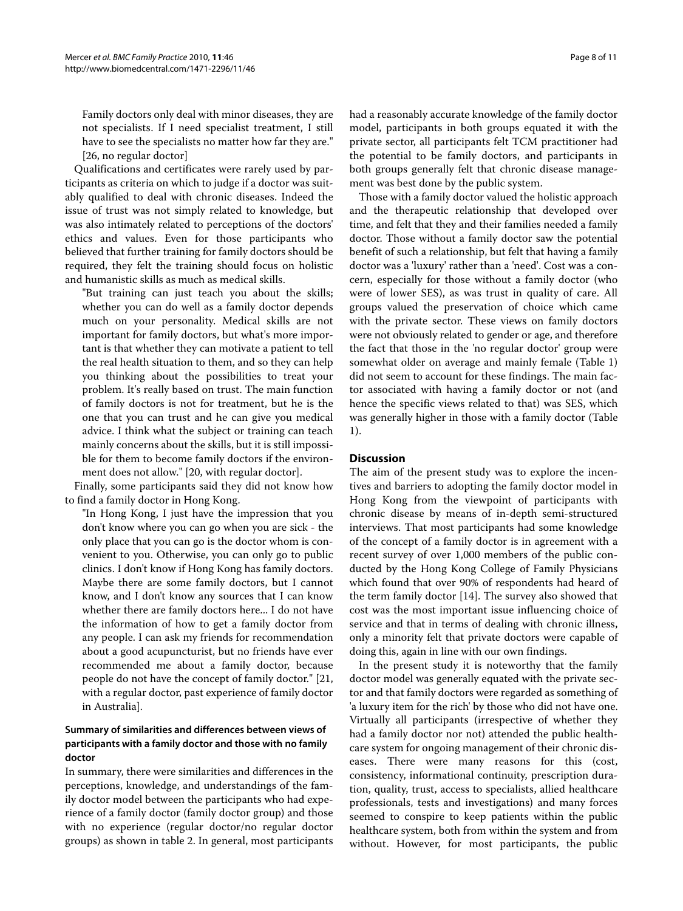Family doctors only deal with minor diseases, they are not specialists. If I need specialist treatment, I still have to see the specialists no matter how far they are." [26, no regular doctor]

Qualifications and certificates were rarely used by participants as criteria on which to judge if a doctor was suitably qualified to deal with chronic diseases. Indeed the issue of trust was not simply related to knowledge, but was also intimately related to perceptions of the doctors' ethics and values. Even for those participants who believed that further training for family doctors should be required, they felt the training should focus on holistic and humanistic skills as much as medical skills.

"But training can just teach you about the skills; whether you can do well as a family doctor depends much on your personality. Medical skills are not important for family doctors, but what's more important is that whether they can motivate a patient to tell the real health situation to them, and so they can help you thinking about the possibilities to treat your problem. It's really based on trust. The main function of family doctors is not for treatment, but he is the one that you can trust and he can give you medical advice. I think what the subject or training can teach mainly concerns about the skills, but it is still impossible for them to become family doctors if the environment does not allow." [20, with regular doctor].

Finally, some participants said they did not know how to find a family doctor in Hong Kong.

"In Hong Kong, I just have the impression that you don't know where you can go when you are sick - the only place that you can go is the doctor whom is convenient to you. Otherwise, you can only go to public clinics. I don't know if Hong Kong has family doctors. Maybe there are some family doctors, but I cannot know, and I don't know any sources that I can know whether there are family doctors here... I do not have the information of how to get a family doctor from any people. I can ask my friends for recommendation about a good acupuncturist, but no friends have ever recommended me about a family doctor, because people do not have the concept of family doctor." [21, with a regular doctor, past experience of family doctor in Australia].

### Summary of similarities and differences between views of participants with a family doctor and those with no family doctor

In summary, there were similarities and differences in the perceptions, knowledge, and understandings of the family doctor model between the participants who had experience of a family doctor (family doctor group) and those with no experience (regular doctor/no regular doctor groups) as shown in table 2. In general, most participants had a reasonably accurate knowledge of the family doctor model, participants in both groups equated it with the private sector, all participants felt TCM practitioner had the potential to be family doctors, and participants in both groups generally felt that chronic disease management was best done by the public system.

Those with a family doctor valued the holistic approach and the therapeutic relationship that developed over time, and felt that they and their families needed a family doctor. Those without a family doctor saw the potential benefit of such a relationship, but felt that having a family doctor was a 'luxury' rather than a 'need'. Cost was a concern, especially for those without a family doctor (who were of lower SES), as was trust in quality of care. All groups valued the preservation of choice which came with the private sector. These views on family doctors were not obviously related to gender or age, and therefore the fact that those in the 'no regular doctor' group were somewhat older on average and mainly female (Table 1) did not seem to account for these findings. The main factor associated with having a family doctor or not (and hence the specific views related to that) was SES, which was generally higher in those with a family doctor (Table 1).

## Discussion

The aim of the present study was to explore the incentives and barriers to adopting the family doctor model in Hong Kong from the viewpoint of participants with chronic disease by means of in-depth semi-structured interviews. That most participants had some knowledge of the concept of a family doctor is in agreement with a recent survey of over 1,000 members of the public conducted by the Hong Kong College of Family Physicians which found that over 90% of respondents had heard of the term family doctor [14]. The survey also showed that cost was the most important issue influencing choice of service and that in terms of dealing with chronic illness, only a minority felt that private doctors were capable of doing this, again in line with our own findings.

In the present study it is noteworthy that the family doctor model was generally equated with the private sector and that family doctors were regarded as something of 'a luxury item for the rich' by those who did not have one. Virtually all participants (irrespective of whether they had a family doctor nor not) attended the public healthcare system for ongoing management of their chronic diseases. There were many reasons for this (cost, consistency, informational continuity, prescription duration, quality, trust, access to specialists, allied healthcare professionals, tests and investigations) and many forces seemed to conspire to keep patients within the public healthcare system, both from within the system and from without. However, for most participants, the public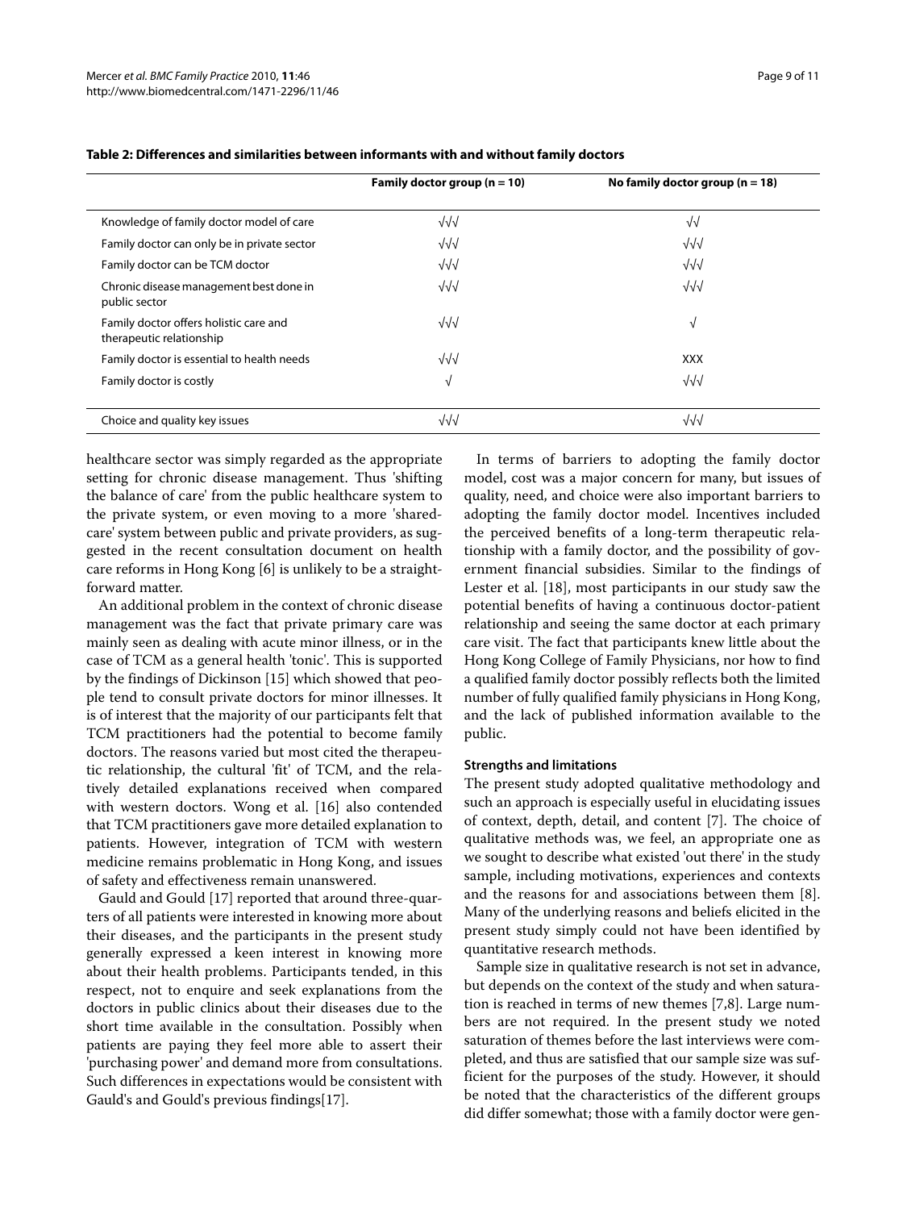**Table 2: Differences and similarities between informants with and without family doctors**

| | Family doctor group (n = 10) | No family doctor group (n = 18) |
|---|---|---|
| Knowledge of family doctor model of care | √√√ | √√ |
| Family doctor can only be in private sector | √√√ | √√√ |
| Family doctor can be TCM doctor | √√√ | √√√ |
| Chronic disease management best done in public sector | √√√ | √√√ |
| Family doctor offers holistic care and therapeutic relationship | √√√ | √ |
| Family doctor is essential to health needs | √√√ | XXX |
| Family doctor is costly | √ | √√√ |
| Choice and quality key issues | √√√ | √√√ |

healthcare sector was simply regarded as the appropriate setting for chronic disease management. Thus 'shifting the balance of care' from the public healthcare system to the private system, or even moving to a more 'shared-care' system between public and private providers, as suggested in the recent consultation document on health care reforms in Hong Kong [6] is unlikely to be a straightforward matter.

An additional problem in the context of chronic disease management was the fact that private primary care was mainly seen as dealing with acute minor illness, or in the case of TCM as a general health 'tonic'. This is supported by the findings of Dickinson [15] which showed that people tend to consult private doctors for minor illnesses. It is of interest that the majority of our participants felt that TCM practitioners had the potential to become family doctors. The reasons varied but most cited the therapeutic relationship, the cultural 'fit' of TCM, and the relatively detailed explanations received when compared with western doctors. Wong et al. [16] also contended that TCM practitioners gave more detailed explanation to patients. However, integration of TCM with western medicine remains problematic in Hong Kong, and issues of safety and effectiveness remain unanswered.

Gauld and Gould [17] reported that around three-quarters of all patients were interested in knowing more about their diseases, and the participants in the present study generally expressed a keen interest in knowing more about their health problems. Participants tended, in this respect, not to enquire and seek explanations from the doctors in public clinics about their diseases due to the short time available in the consultation. Possibly when patients are paying they feel more able to assert their 'purchasing power' and demand more from consultations. Such differences in expectations would be consistent with Gauld's and Gould's previous findings[17].

In terms of barriers to adopting the family doctor model, cost was a major concern for many, but issues of quality, need, and choice were also important barriers to adopting the family doctor model. Incentives included the perceived benefits of a long-term therapeutic relationship with a family doctor, and the possibility of government financial subsidies. Similar to the findings of Lester et al. [18], most participants in our study saw the potential benefits of having a continuous doctor-patient relationship and seeing the same doctor at each primary care visit. The fact that participants knew little about the Hong Kong College of Family Physicians, nor how to find a qualified family doctor possibly reflects both the limited number of fully qualified family physicians in Hong Kong, and the lack of published information available to the public.

#### Strengths and limitations

The present study adopted qualitative methodology and such an approach is especially useful in elucidating issues of context, depth, detail, and content [7]. The choice of qualitative methods was, we feel, an appropriate one as we sought to describe what existed 'out there' in the study sample, including motivations, experiences and contexts and the reasons for and associations between them [8]. Many of the underlying reasons and beliefs elicited in the present study simply could not have been identified by quantitative research methods.

Sample size in qualitative research is not set in advance, but depends on the context of the study and when saturation is reached in terms of new themes [7,8]. Large numbers are not required. In the present study we noted saturation of themes before the last interviews were completed, and thus are satisfied that our sample size was sufficient for the purposes of the study. However, it should be noted that the characteristics of the different groups did differ somewhat; those with a family doctor were gen-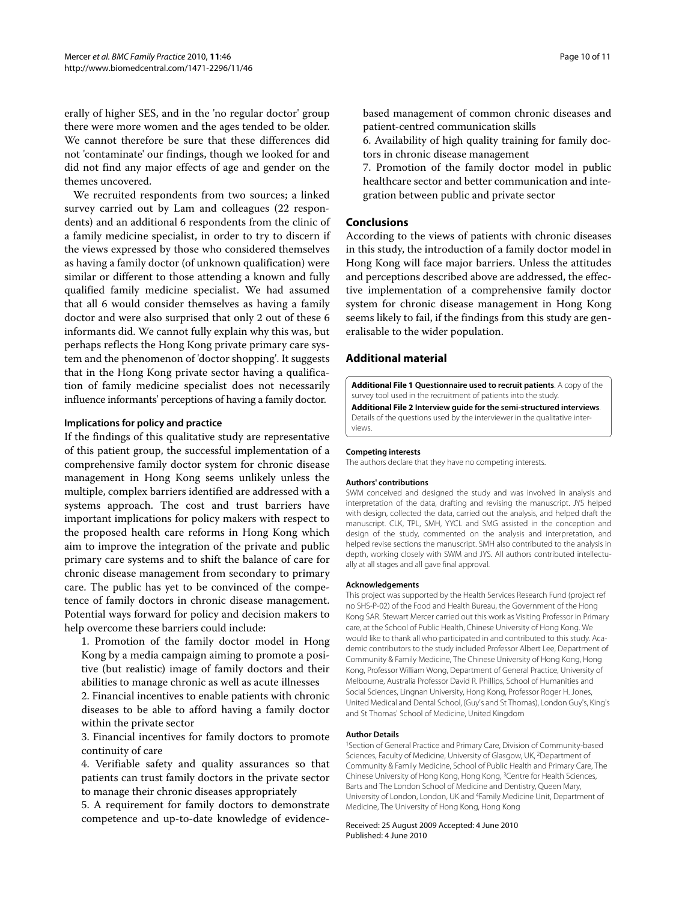erally of higher SES, and in the 'no regular doctor' group there were more women and the ages tended to be older. We cannot therefore be sure that these differences did not 'contaminate' our findings, though we looked for and did not find any major effects of age and gender on the themes uncovered.

We recruited respondents from two sources; a linked survey carried out by Lam and colleagues (22 respondents) and an additional 6 respondents from the clinic of a family medicine specialist, in order to try to discern if the views expressed by those who considered themselves as having a family doctor (of unknown qualification) were similar or different to those attending a known and fully qualified family medicine specialist. We had assumed that all 6 would consider themselves as having a family doctor and were also surprised that only 2 out of these 6 informants did. We cannot fully explain why this was, but perhaps reflects the Hong Kong private primary care system and the phenomenon of 'doctor shopping'. It suggests that in the Hong Kong private sector having a qualification of family medicine specialist does not necessarily influence informants' perceptions of having a family doctor.

### Implications for policy and practice

If the findings of this qualitative study are representative of this patient group, the successful implementation of a comprehensive family doctor system for chronic disease management in Hong Kong seems unlikely unless the multiple, complex barriers identified are addressed with a systems approach. The cost and trust barriers have important implications for policy makers with respect to the proposed health care reforms in Hong Kong which aim to improve the integration of the private and public primary care systems and to shift the balance of care for chronic disease management from secondary to primary care. The public has yet to be convinced of the competence of family doctors in chronic disease management. Potential ways forward for policy and decision makers to help overcome these barriers could include:

1. Promotion of the family doctor model in Hong Kong by a media campaign aiming to promote a positive (but realistic) image of family doctors and their abilities to manage chronic as well as acute illnesses
2. Financial incentives to enable patients with chronic diseases to be able to afford having a family doctor within the private sector
3. Financial incentives for family doctors to promote continuity of care
4. Verifiable safety and quality assurances so that patients can trust family doctors in the private sector to manage their chronic diseases appropriately
5. A requirement for family doctors to demonstrate competence and up-to-date knowledge of evidence-based management of common chronic diseases and patient-centred communication skills
6. Availability of high quality training for family doctors in chronic disease management
7. Promotion of the family doctor model in public healthcare sector and better communication and integration between public and private sector

## Conclusions

According to the views of patients with chronic diseases in this study, the introduction of a family doctor model in Hong Kong will face major barriers. Unless the attitudes and perceptions described above are addressed, the effective implementation of a comprehensive family doctor system for chronic disease management in Hong Kong seems likely to fail, if the findings from this study are generalisable to the wider population.

## Additional material

**Additional File 1 Questionnaire used to recruit patients**. A copy of the survey tool used in the recruitment of patients into the study.

**Additional File 2 Interview guide for the semi-structured interviews**. Details of the questions used by the interviewer in the qualitative interviews.

#### Competing interests

The authors declare that they have no competing interests.

#### Authors' contributions

SWM conceived and designed the study and was involved in analysis and interpretation of the data, drafting and revising the manuscript. JYS helped with design, collected the data, carried out the analysis, and helped draft the manuscript. CLK, TPL, SMH, YYCL and SMG assisted in the conception and design of the study, commented on the analysis and interpretation, and helped revise sections the manuscript. SMH also contributed to the analysis in depth, working closely with SWM and JYS. All authors contributed intellectually at all stages and all gave final approval.

#### Acknowledgements

This project was supported by the Health Services Research Fund (project ref no SHS-P-02) of the Food and Health Bureau, the Government of the Hong Kong SAR. Stewart Mercer carried out this work as Visiting Professor in Primary care, at the School of Public Health, Chinese University of Hong Kong. We would like to thank all who participated in and contributed to this study. Academic contributors to the study included Professor Albert Lee, Department of Community & Family Medicine, The Chinese University of Hong Kong, Hong Kong, Professor William Wong, Department of General Practice, University of Melbourne, Australia Professor David R. Phillips, School of Humanities and Social Sciences, Lingnan University, Hong Kong, Professor Roger H. Jones, United Medical and Dental School, (Guy's and St Thomas), London Guy's, King's and St Thomas' School of Medicine, United Kingdom

#### Author Details

[1]Section of General Practice and Primary Care, Division of Community-based Sciences, Faculty of Medicine, University of Glasgow, UK, [2]Department of Community & Family Medicine, School of Public Health and Primary Care, The Chinese University of Hong Kong, Hong Kong, [3]Centre for Health Sciences, Barts and The London School of Medicine and Dentistry, Queen Mary, University of London, London, UK and [4]Family Medicine Unit, Department of Medicine, The University of Hong Kong, Hong Kong

Received: 25 August 2009 Accepted: 4 June 2010
Published: 4 June 2010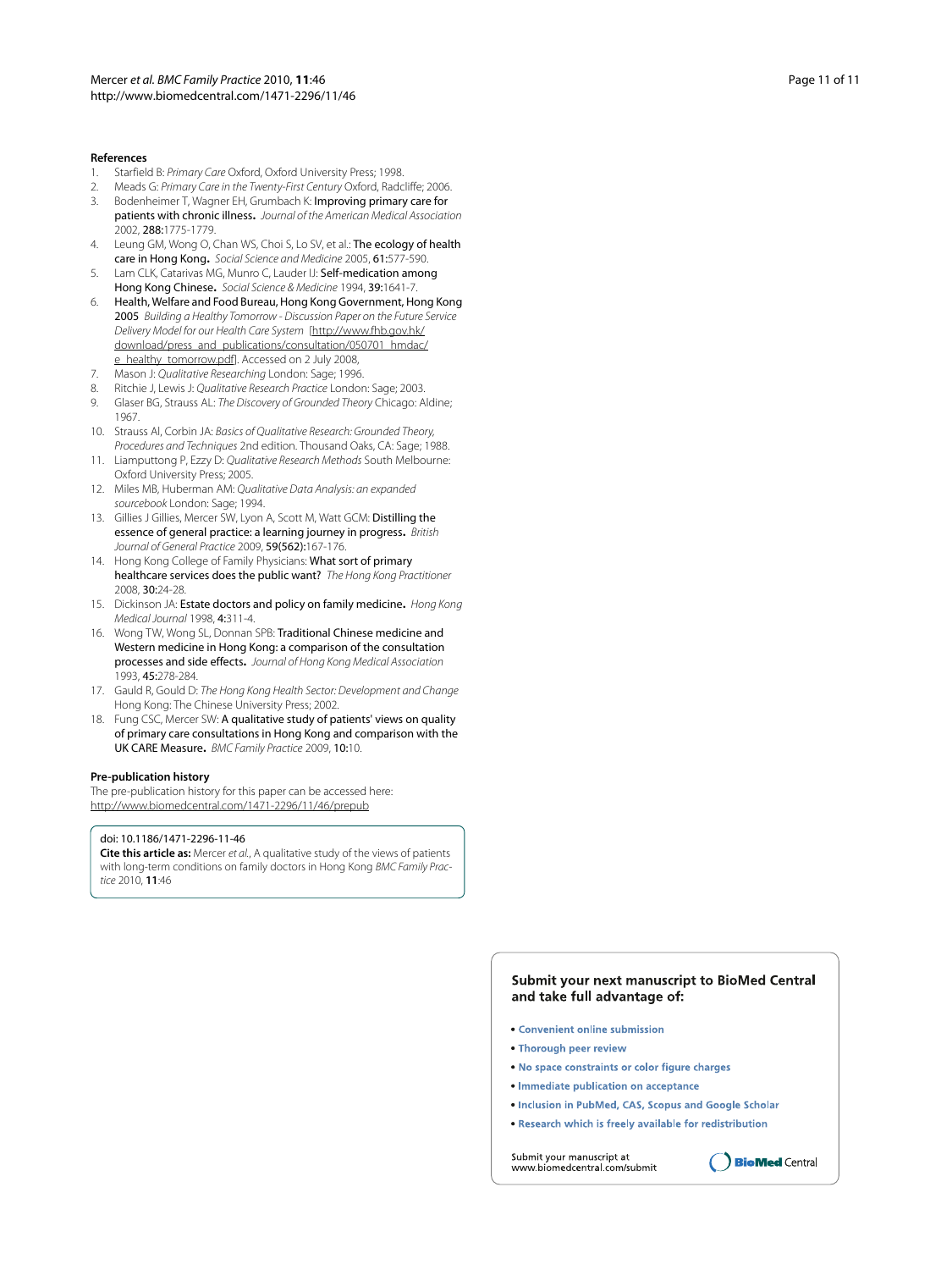## References

1. Starfield B: *Primary Care* Oxford, Oxford University Press; 1998.
2. Meads G: *Primary Care in the Twenty-First Century* Oxford, Radcliffe; 2006.
3. Bodenheimer T, Wagner EH, Grumbach K: **Improving primary care for patients with chronic illness.** *Journal of the American Medical Association* 2002, **288:**1775-1779.
4. Leung GM, Wong O, Chan WS, Choi S, Lo SV, et al.: **The ecology of health care in Hong Kong.** *Social Science and Medicine* 2005, **61:**577-590.
5. Lam CLK, Catarivas MG, Munro C, Lauder IJ: **Self-medication among Hong Kong Chinese.** *Social Science & Medicine* 1994, **39:**1641-7.
6. **Health, Welfare and Food Bureau, Hong Kong Government, Hong Kong 2005** *Building a Healthy Tomorrow - Discussion Paper on the Future Service Delivery Model for our Health Care System* [http://www.fhb.gov.hk/download/press_and_publications/consultation/050701_hmdac/e_healthy_tomorrow.pdf]. Accessed on 2 July 2008,
7. Mason J: *Qualitative Researching* London: Sage; 1996.
8. Ritchie J, Lewis J: *Qualitative Research Practice* London: Sage; 2003.
9. Glaser BG, Strauss AL: *The Discovery of Grounded Theory* Chicago: Aldine; 1967.
10. Strauss AI, Corbin JA: *Basics of Qualitative Research: Grounded Theory, Procedures and Techniques* 2nd edition. Thousand Oaks, CA: Sage; 1988.
11. Liamputtong P, Ezzy D: *Qualitative Research Methods* South Melbourne: Oxford University Press; 2005.
12. Miles MB, Huberman AM: *Qualitative Data Analysis: an expanded sourcebook* London: Sage; 1994.
13. Gillies J Gillies, Mercer SW, Lyon A, Scott M, Watt GCM: **Distilling the essence of general practice: a learning journey in progress.** *British Journal of General Practice* 2009, **59(562):**167-176.
14. Hong Kong College of Family Physicians: **What sort of primary healthcare services does the public want?** *The Hong Kong Practitioner* 2008, **30:**24-28.
15. Dickinson JA: **Estate doctors and policy on family medicine.** *Hong Kong Medical Journal* 1998, **4:**311-4.
16. Wong TW, Wong SL, Donnan SPB: **Traditional Chinese medicine and Western medicine in Hong Kong: a comparison of the consultation processes and side effects.** *Journal of Hong Kong Medical Association* 1993, **45:**278-284.
17. Gauld R, Gould D: *The Hong Kong Health Sector: Development and Change* Hong Kong: The Chinese University Press; 2002.
18. Fung CSC, Mercer SW: **A qualitative study of patients' views on quality of primary care consultations in Hong Kong and comparison with the UK CARE Measure.** *BMC Family Practice* 2009, **10:**10.

## Pre-publication history

The pre-publication history for this paper can be accessed here:
http://www.biomedcentral.com/1471-2296/11/46/prepub

doi: 10.1186/1471-2296-11-46

**Cite this article as:** Mercer *et al.*, A qualitative study of the views of patients with long-term conditions on family doctors in Hong Kong *BMC Family Practice* 2010, **11**:46

**Submit your next manuscript to BioMed Central and take full advantage of:**

- Convenient online submission
- Thorough peer review
- No space constraints or color figure charges
- Immediate publication on acceptance
- Inclusion in PubMed, CAS, Scopus and Google Scholar
- Research which is freely available for redistribution

Submit your manuscript at
www.biomedcentral.com/submit

BioMed Central